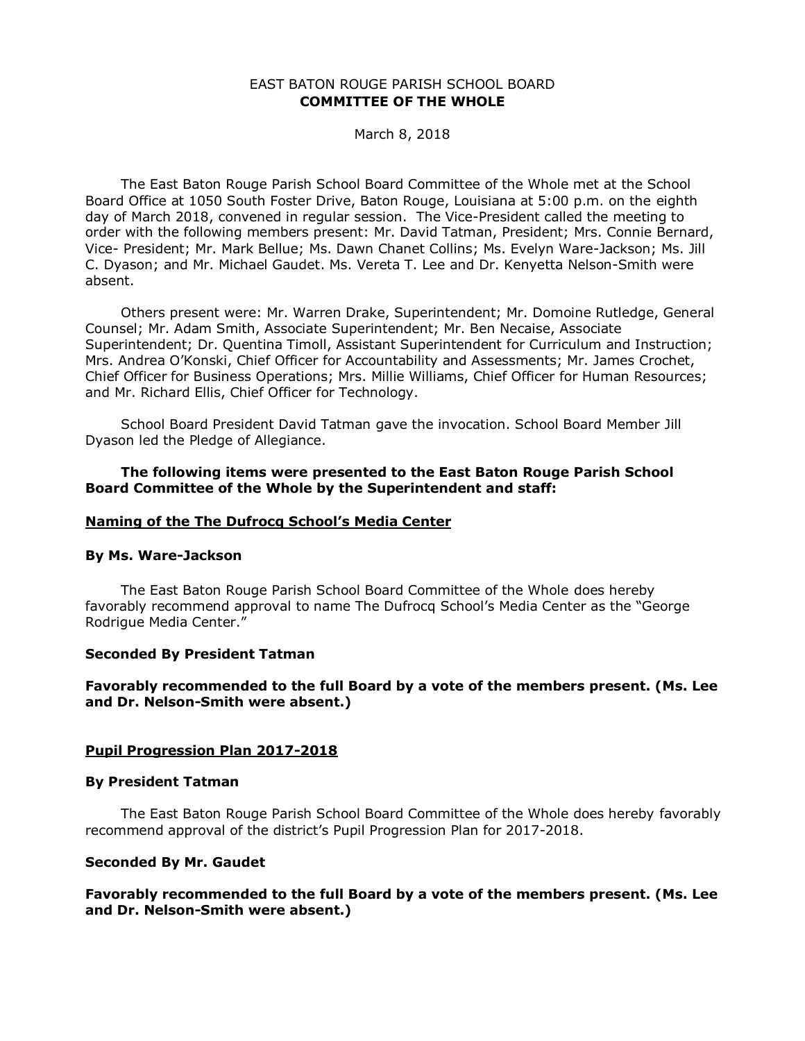# EAST BATON ROUGE PARISH SCHOOL BOARD
## COMMITTEE OF THE WHOLE

March 8, 2018

The East Baton Rouge Parish School Board Committee of the Whole met at the School Board Office at 1050 South Foster Drive, Baton Rouge, Louisiana at 5:00 p.m. on the eighth day of March 2018, convened in regular session. The Vice-President called the meeting to order with the following members present: Mr. David Tatman, President; Mrs. Connie Bernard, Vice- President; Mr. Mark Bellue; Ms. Dawn Chanet Collins; Ms. Evelyn Ware-Jackson; Ms. Jill C. Dyason; and Mr. Michael Gaudet. Ms. Vereta T. Lee and Dr. Kenyetta Nelson-Smith were absent.

Others present were: Mr. Warren Drake, Superintendent; Mr. Domoine Rutledge, General Counsel; Mr. Adam Smith, Associate Superintendent; Mr. Ben Necaise, Associate Superintendent; Dr. Quentina Timoll, Assistant Superintendent for Curriculum and Instruction; Mrs. Andrea O'Konski, Chief Officer for Accountability and Assessments; Mr. James Crochet, Chief Officer for Business Operations; Mrs. Millie Williams, Chief Officer for Human Resources; and Mr. Richard Ellis, Chief Officer for Technology.

School Board President David Tatman gave the invocation. School Board Member Jill Dyason led the Pledge of Allegiance.

**The following items were presented to the East Baton Rouge Parish School Board Committee of the Whole by the Superintendent and staff:**

**<u>Naming of the The Dufrocq School's Media Center</u>**

**By Ms. Ware-Jackson**

The East Baton Rouge Parish School Board Committee of the Whole does hereby favorably recommend approval to name The Dufrocq School's Media Center as the "George Rodrigue Media Center."

**Seconded By President Tatman**

**Favorably recommended to the full Board by a vote of the members present. (Ms. Lee and Dr. Nelson-Smith were absent.)**

**<u>Pupil Progression Plan 2017-2018</u>**

**By President Tatman**

The East Baton Rouge Parish School Board Committee of the Whole does hereby favorably recommend approval of the district's Pupil Progression Plan for 2017-2018.

**Seconded By Mr. Gaudet**

**Favorably recommended to the full Board by a vote of the members present. (Ms. Lee and Dr. Nelson-Smith were absent.)**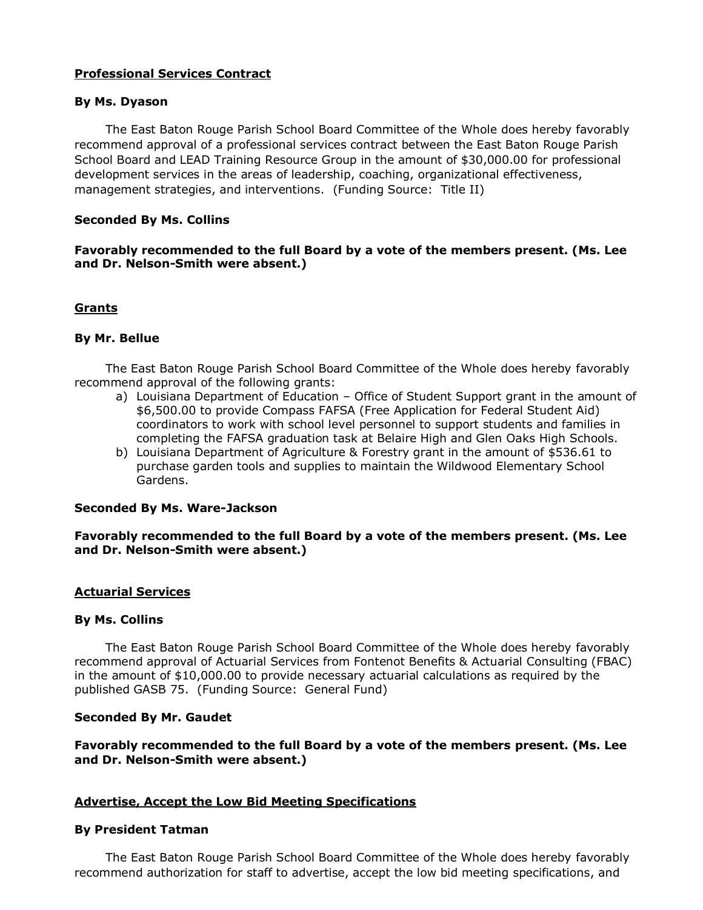**Professional Services Contract**

**By Ms. Dyason**

The East Baton Rouge Parish School Board Committee of the Whole does hereby favorably recommend approval of a professional services contract between the East Baton Rouge Parish School Board and LEAD Training Resource Group in the amount of $30,000.00 for professional development services in the areas of leadership, coaching, organizational effectiveness, management strategies, and interventions. (Funding Source: Title II)

**Seconded By Ms. Collins**

**Favorably recommended to the full Board by a vote of the members present. (Ms. Lee and Dr. Nelson-Smith were absent.)**

**Grants**

**By Mr. Bellue**

The East Baton Rouge Parish School Board Committee of the Whole does hereby favorably recommend approval of the following grants:

a) Louisiana Department of Education – Office of Student Support grant in the amount of $6,500.00 to provide Compass FAFSA (Free Application for Federal Student Aid) coordinators to work with school level personnel to support students and families in completing the FAFSA graduation task at Belaire High and Glen Oaks High Schools.
b) Louisiana Department of Agriculture & Forestry grant in the amount of $536.61 to purchase garden tools and supplies to maintain the Wildwood Elementary School Gardens.

**Seconded By Ms. Ware-Jackson**

**Favorably recommended to the full Board by a vote of the members present. (Ms. Lee and Dr. Nelson-Smith were absent.)**

**Actuarial Services**

**By Ms. Collins**

The East Baton Rouge Parish School Board Committee of the Whole does hereby favorably recommend approval of Actuarial Services from Fontenot Benefits & Actuarial Consulting (FBAC) in the amount of $10,000.00 to provide necessary actuarial calculations as required by the published GASB 75. (Funding Source: General Fund)

**Seconded By Mr. Gaudet**

**Favorably recommended to the full Board by a vote of the members present. (Ms. Lee and Dr. Nelson-Smith were absent.)**

**Advertise, Accept the Low Bid Meeting Specifications**

**By President Tatman**

The East Baton Rouge Parish School Board Committee of the Whole does hereby favorably recommend authorization for staff to advertise, accept the low bid meeting specifications, and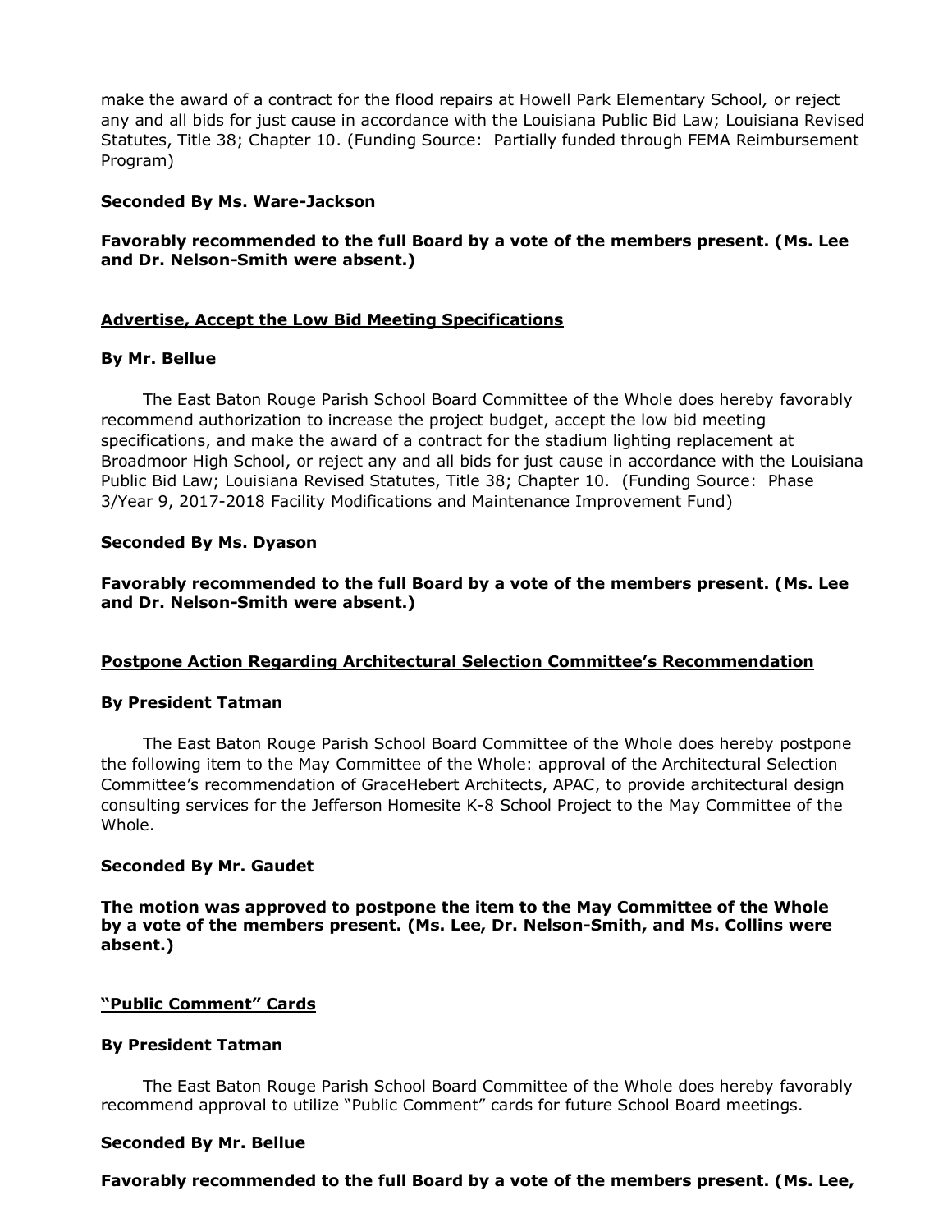make the award of a contract for the flood repairs at Howell Park Elementary School*,* or reject any and all bids for just cause in accordance with the Louisiana Public Bid Law; Louisiana Revised Statutes, Title 38; Chapter 10. (Funding Source: Partially funded through FEMA Reimbursement Program)

**Seconded By Ms. Ware-Jackson**

**Favorably recommended to the full Board by a vote of the members present. (Ms. Lee and Dr. Nelson-Smith were absent.)**

**Advertise, Accept the Low Bid Meeting Specifications**

**By Mr. Bellue**

The East Baton Rouge Parish School Board Committee of the Whole does hereby favorably recommend authorization to increase the project budget, accept the low bid meeting specifications, and make the award of a contract for the stadium lighting replacement at Broadmoor High School, or reject any and all bids for just cause in accordance with the Louisiana Public Bid Law; Louisiana Revised Statutes, Title 38; Chapter 10. (Funding Source: Phase 3/Year 9, 2017-2018 Facility Modifications and Maintenance Improvement Fund)

**Seconded By Ms. Dyason**

**Favorably recommended to the full Board by a vote of the members present. (Ms. Lee and Dr. Nelson-Smith were absent.)**

**Postpone Action Regarding Architectural Selection Committee's Recommendation**

**By President Tatman**

The East Baton Rouge Parish School Board Committee of the Whole does hereby postpone the following item to the May Committee of the Whole: approval of the Architectural Selection Committee's recommendation of GraceHebert Architects, APAC, to provide architectural design consulting services for the Jefferson Homesite K-8 School Project to the May Committee of the Whole.

**Seconded By Mr. Gaudet**

**The motion was approved to postpone the item to the May Committee of the Whole by a vote of the members present. (Ms. Lee, Dr. Nelson-Smith, and Ms. Collins were absent.)**

**"Public Comment" Cards**

**By President Tatman**

The East Baton Rouge Parish School Board Committee of the Whole does hereby favorably recommend approval to utilize "Public Comment" cards for future School Board meetings.

**Seconded By Mr. Bellue**

**Favorably recommended to the full Board by a vote of the members present. (Ms. Lee,**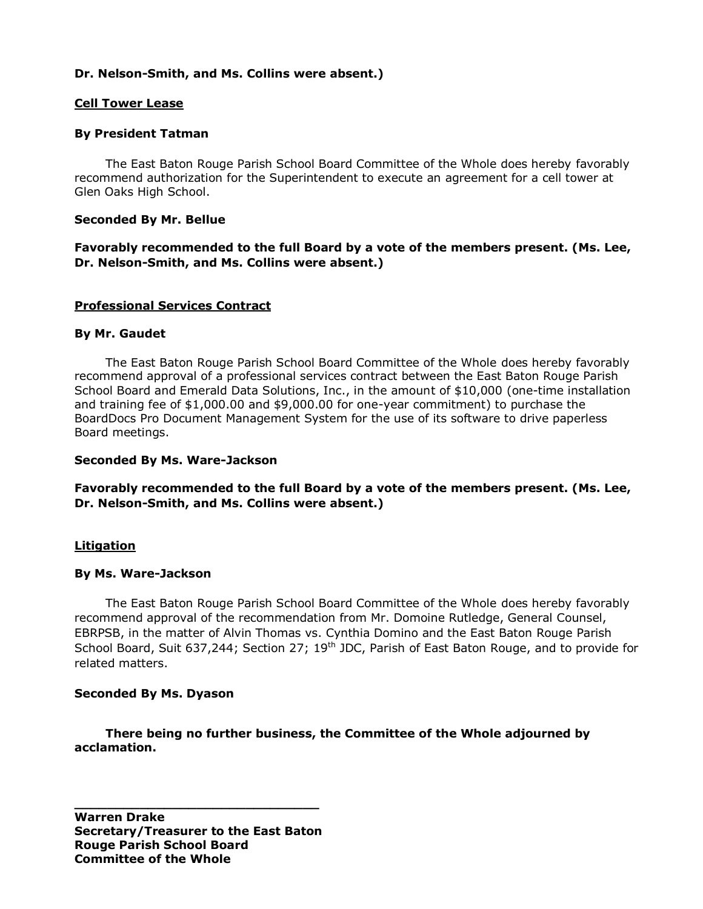**Dr. Nelson-Smith, and Ms. Collins were absent.)**

**Cell Tower Lease**

**By President Tatman**

The East Baton Rouge Parish School Board Committee of the Whole does hereby favorably recommend authorization for the Superintendent to execute an agreement for a cell tower at Glen Oaks High School.

**Seconded By Mr. Bellue**

**Favorably recommended to the full Board by a vote of the members present. (Ms. Lee, Dr. Nelson-Smith, and Ms. Collins were absent.)**

**Professional Services Contract**

**By Mr. Gaudet**

The East Baton Rouge Parish School Board Committee of the Whole does hereby favorably recommend approval of a professional services contract between the East Baton Rouge Parish School Board and Emerald Data Solutions, Inc., in the amount of $10,000 (one-time installation and training fee of $1,000.00 and $9,000.00 for one-year commitment) to purchase the BoardDocs Pro Document Management System for the use of its software to drive paperless Board meetings.

**Seconded By Ms. Ware-Jackson**

**Favorably recommended to the full Board by a vote of the members present. (Ms. Lee, Dr. Nelson-Smith, and Ms. Collins were absent.)**

**Litigation**

**By Ms. Ware-Jackson**

The East Baton Rouge Parish School Board Committee of the Whole does hereby favorably recommend approval of the recommendation from Mr. Domoine Rutledge, General Counsel, EBRPSB, in the matter of Alvin Thomas vs. Cynthia Domino and the East Baton Rouge Parish School Board, Suit 637,244; Section 27; 19th JDC, Parish of East Baton Rouge, and to provide for related matters.

**Seconded By Ms. Dyason**

**There being no further business, the Committee of the Whole adjourned by acclamation.**

\_\_\_\_\_\_\_\_\_\_\_\_\_\_\_\_\_\_\_\_\_\_\_\_\_\_\_\_\_\_\_\_

**Warren Drake**
**Secretary/Treasurer to the East Baton Rouge Parish School Board**
**Committee of the Whole**